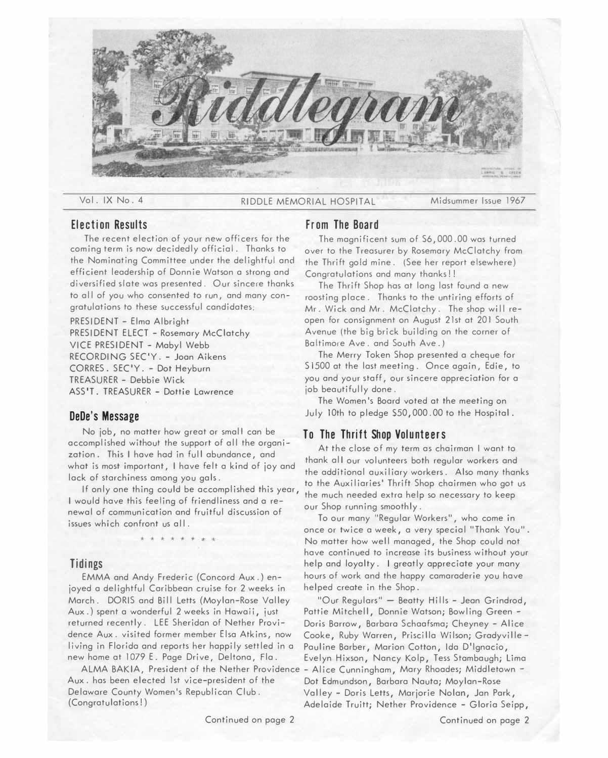# Riddlegram

Vol. IX No. 4 — RIDDLE MEMORIAL HOSPITAL — Midsummer Issue 1967

## Election Results

The recent election of your new officers for the coming term is now decidedly official. Thanks to the Nominating Committee under the delightful and efficient leadership of Donnie Watson a strong and diversified slate was presented. Our sincere thanks to all of you who consented to run, and many congratulations to these successful candidates:

PRESIDENT - Elma Albright
PRESIDENT ELECT - Rosemary McClatchy
VICE PRESIDENT - Mabyl Webb
RECORDING SEC'Y. - Joan Aikens
CORRES. SEC'Y. - Dot Heyburn
TREASURER - Debbie Wick
ASS'T. TREASURER - Dottie Lawrence

## DeDe's Message

No job, no matter how great or small can be accomplished without the support of all the organization. This I have had in full abundance, and what is most important, I have felt a kind of joy and lack of starchiness among you gals.

If only one thing could be accomplished this year, I would have this feeling of friendliness and a renewal of communication and fruitful discussion of issues which confront us all.

\* \* \* \* \* \* \* \*

## Tidings

EMMA and Andy Frederic (Concord Aux.) enjoyed a delightful Caribbean cruise for 2 weeks in March. DORIS and Bill Letts (Moylan-Rose Valley Aux.) spent a wonderful 2 weeks in Hawaii, just returned recently. LEE Sheridan of Nether Providence Aux. visited former member Elsa Atkins, now living in Florida and reports her happily settled in a new home at 1079 E. Page Drive, Deltona, Fla.

ALMA BAKIA, President of the Nether Providence Aux. has been elected 1st vice-president of the Delaware County Women's Republican Club. (Congratulations!)

Continued on page 2

## From The Board

The magnificent sum of $6,000.00 was turned over to the Treasurer by Rosemary McClatchy from the Thrift gold mine. (See her report elsewhere) Congratulations and many thanks!!

The Thrift Shop has at long last found a new roosting place. Thanks to the untiring efforts of Mr. Wick and Mr. McClatchy. The shop will reopen for consignment on August 21st at 201 South Avenue (the big brick building on the corner of Baltimore Ave. and South Ave.)

The Merry Token Shop presented a cheque for $1500 at the last meeting. Once again, Edie, to you and your staff, our sincere appreciation for a job beautifully done.

The Women's Board voted at the meeting on July 10th to pledge $50,000.00 to the Hospital.

## To The Thrift Shop Volunteers

At the close of my term as chairman I want to thank all our volunteers both regular workers and the additional auxiliary workers. Also many thanks to the Auxiliaries' Thrift Shop chairmen who got us the much needed extra help so necessary to keep our Shop running smoothly.

To our many "Regular Workers", who come in once or twice a week, a very special "Thank You". No matter how well managed, the Shop could not have continued to increase its business without your help and loyalty. I greatly appreciate your many hours of work and the happy camaraderie you have helped create in the Shop.

"Our Regulars" — Beatty Hills - Jean Grindrod, Pattie Mitchell, Donnie Watson; Bowling Green - Doris Barrow, Barbara Schaafsma; Cheyney - Alice Cooke, Ruby Warren, Priscilla Wilson; Gradyville - Pauline Barber, Marion Cotton, Ida D'Ignacio, Evelyn Hixson, Nancy Kolp, Tess Stambaugh; Lima - Alice Cunningham, Mary Rhoades; Middletown - Dot Edmundson, Barbara Nauta; Moylan-Rose Valley - Doris Letts, Marjorie Nolan, Jan Park, Adelaide Truitt; Nether Providence - Gloria Seipp,

Continued on page 2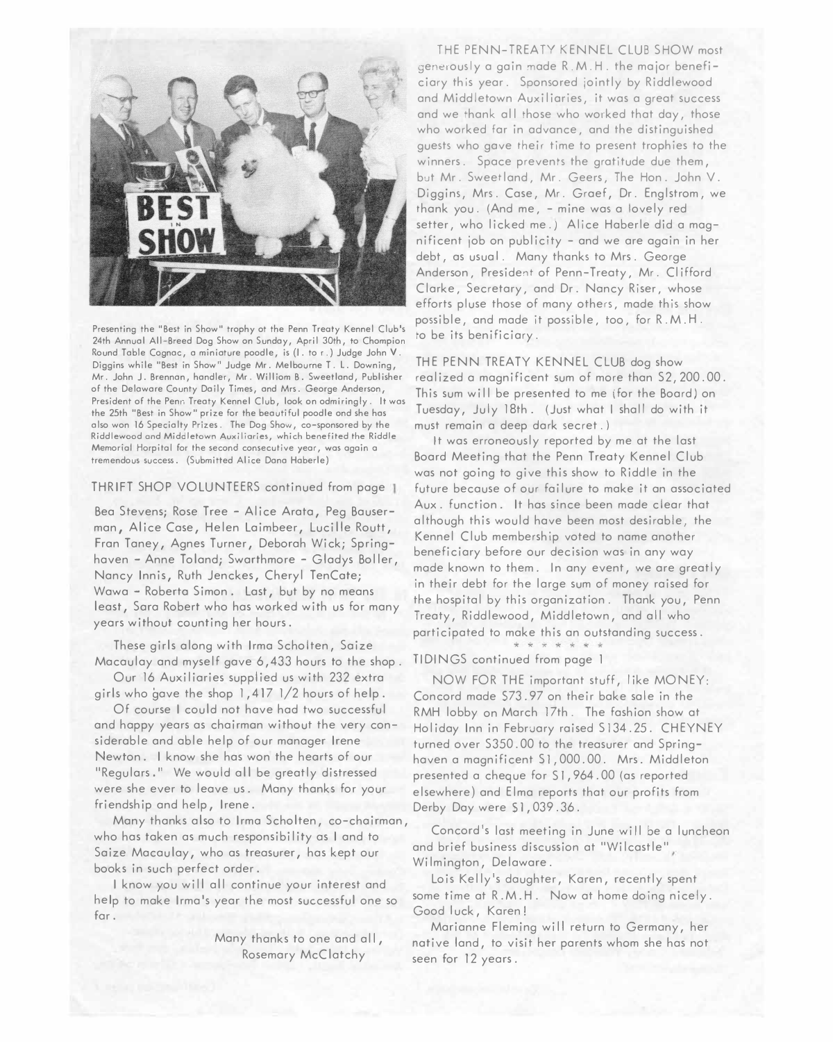Presenting the "Best in Show" trophy at the Penn Treaty Kennel Club's 24th Annual All-Breed Dog Show on Sunday, April 30th, to Champion Round Table Cognac, a miniature poodle, is (l. to r.) Judge John V. Diggins while "Best in Show" Judge Mr. Melbourne T. L. Downing, Mr. John J. Brennan, handler, Mr. William B. Sweetland, Publisher of the Delaware County Daily Times, and Mrs. George Anderson, President of the Penn Treaty Kennel Club, look on admiringly. It was the 25th "Best in Show" prize for the beautiful poodle and she has also won 16 Specialty Prizes. The Dog Show, co-sponsored by the Riddlewood and Middletown Auxiliaries, which benefited the Riddle Memorial Horpital for the second consecutive year, was again a tremendous success. (Submitted Alice Dana Haberle)

THRIFT SHOP VOLUNTEERS continued from page 1

Bea Stevens; Rose Tree - Alice Arata, Peg Bauserman, Alice Case, Helen Laimbeer, Lucille Routt, Fran Taney, Agnes Turner, Deborah Wick; Springhaven - Anne Toland; Swarthmore - Gladys Boller, Nancy Innis, Ruth Jenckes, Cheryl TenCate; Wawa - Roberta Simon. Last, but by no means least, Sara Robert who has worked with us for many years without counting her hours.

These girls along with Irma Scholten, Saize Macaulay and myself gave 6,433 hours to the shop.

Our 16 Auxiliaries supplied us with 232 extra girls who gave the shop 1,417 1/2 hours of help.

Of course I could not have had two successful and happy years as chairman without the very considerable and able help of our manager Irene Newton. I know she has won the hearts of our "Regulars." We would all be greatly distressed were she ever to leave us. Many thanks for your friendship and help, Irene.

Many thanks also to Irma Scholten, co-chairman, who has taken as much responsibility as I and to Saize Macaulay, who as treasurer, has kept our books in such perfect order.

I know you will all continue your interest and help to make Irma's year the most successful one so far.

Many thanks to one and all,
Rosemary McClatchy

THE PENN-TREATY KENNEL CLUB SHOW most generously a gain made R.M.H. the major beneficiary this year. Sponsored jointly by Riddlewood and Middletown Auxiliaries, it was a great success and we thank all those who worked that day, those who worked far in advance, and the distinguished guests who gave their time to present trophies to the winners. Space prevents the gratitude due them, but Mr. Sweetland, Mr. Geers, The Hon. John V. Diggins, Mrs. Case, Mr. Graef, Dr. Englstrom, we thank you. (And me, - mine was a lovely red setter, who licked me.) Alice Haberle did a magnificent job on publicity - and we are again in her debt, as usual. Many thanks to Mrs. George Anderson, President of Penn-Treaty, Mr. Clifford Clarke, Secretary, and Dr. Nancy Riser, whose efforts pluse those of many others, made this show possible, and made it possible, too, for R.M.H. to be its benificiary.

THE PENN TREATY KENNEL CLUB dog show realized a magnificent sum of more than $2,200.00. This sum will be presented to me (for the Board) on Tuesday, July 18th. (Just what I shall do with it must remain a deep dark secret.)

It was erroneously reported by me at the last Board Meeting that the Penn Treaty Kennel Club was not going to give this show to Riddle in the future because of our failure to make it an associated Aux. function. It has since been made clear that although this would have been most desirable, the Kennel Club membership voted to name another beneficiary before our decision was in any way made known to them. In any event, we are greatly in their debt for the large sum of money raised for the hospital by this organization. Thank you, Penn Treaty, Riddlewood, Middletown, and all who participated to make this an outstanding success.

\* \* \* \* \* \* \*

TIDINGS continued from page 1

NOW FOR THE important stuff, like MONEY: Concord made $73.97 on their bake sale in the RMH lobby on March 17th. The fashion show at Holiday Inn in February raised $134.25. CHEYNEY turned over $350.00 to the treasurer and Springhaven a magnificent $1,000.00. Mrs. Middleton presented a cheque for $1,964.00 (as reported elsewhere) and Elma reports that our profits from Derby Day were $1,039.36.

Concord's last meeting in June will be a luncheon and brief business discussion at "Wilcastle", Wilmington, Delaware.

Lois Kelly's daughter, Karen, recently spent some time at R.M.H. Now at home doing nicely. Good luck, Karen!

Marianne Fleming will return to Germany, her native land, to visit her parents whom she has not seen for 12 years.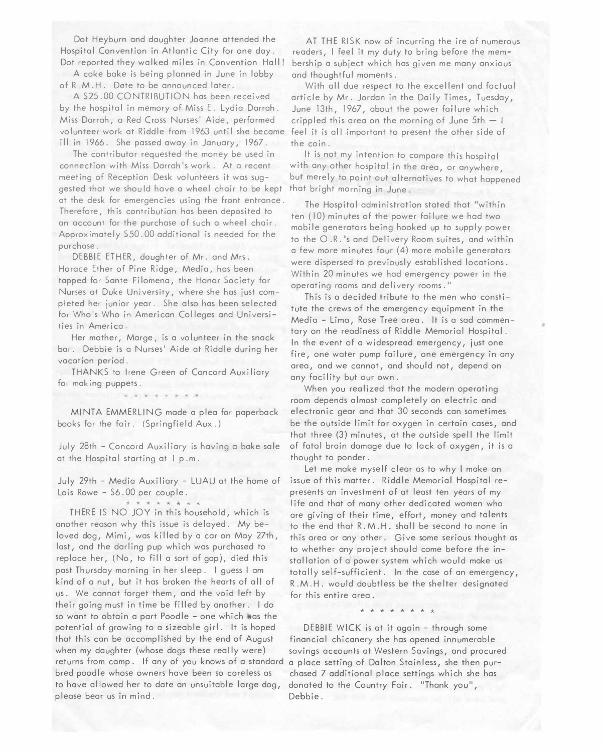Dot Heyburn and daughter Joanne attended the Hospital Convention in Atlantic City for one day. Dot reported they walked miles in Convention Hall!

A cake bake is being planned in June in lobby of R.M.H. Date to be announced later.

A $25.00 CONTRIBUTION has been received by the hospital in memory of Miss E. Lydia Darrah. Miss Darrah, a Red Cross Nurses' Aide, performed volunteer work at Riddle from 1963 until she became ill in 1966. She passed away in January, 1967.

The contributor requested the money be used in connection with Miss Darrah's work. At a recent meeting of Reception Desk volunteers it was suggested that we should have a wheel chair to be kept at the desk for emergencies using the front entrance. Therefore, this contribution has been deposited to an account for the purchase of such a wheel chair. Approximately $50.00 additional is needed for the purchase.

DEBBIE ETHER, daughter of Mr. and Mrs. Horace Ether of Pine Ridge, Media, has been tapped for Sante Filomena, the Honor Society for Nurses at Duke University, where she has just completed her junior year. She also has been selected for Who's Who in American Colleges and Universities in America.

Her mother, Marge, is a volunteer in the snack bar. Debbie is a Nurses' Aide at Riddle during her vacation period.

THANKS to Irene Green of Concord Auxiliary for making puppets.

\* \* \* \* \* \* \* \*

MINTA EMMERLING made a plea for paperback books for the fair. (Springfield Aux.)

July 28th - Concord Auxiliary is having a bake sale at the Hospital starting at 1 p.m.

July 29th - Media Auxiliary - LUAU at the home of Lois Rowe - $6.00 per couple.

\* \* \* \* \* \* \* \*

THERE IS NO JOY in this household, which is another reason why this issue is delayed. My beloved dog, Mimi, was killed by a car on May 27th, last, and the darling pup which was purchased to replace her, (No, to fill a sort of gap), died this past Thursday morning in her sleep. I guess I am kind of a nut, but it has broken the hearts of all of us. We cannot forget them, and the void left by their going must in time be filled by another. I do so want to obtain a part Poodle - one which has the potential of growing to a sizeable girl. It is hoped that this can be accomplished by the end of August when my daughter (whose dogs these really were) returns from camp. If any of you knows of a standard bred poodle whose owners have been so careless as to have allowed her to date an unsuitable large dog, please bear us in mind.

AT THE RISK now of incurring the ire of numerous readers, I feel it my duty to bring before the membership a subject which has given me many anxious and thoughtful moments.

With all due respect to the excellent and factual article by Mr. Jordan in the Daily Times, Tuesday, June 13th, 1967, about the power failure which crippled this area on the morning of June 5th — I feel it is all important to present the other side of the coin.

It is not my intention to compare this hospital with any other hospital in the area, or anywhere, but merely to point out alternatives to what happened that bright morning in June.

The Hospital administration stated that "within ten (10) minutes of the power failure we had two mobile generators being hooked up to supply power to the O.R.'s and Delivery Room suites, and within a few more minutes four (4) more mobile generators were dispersed to previously established locations. Within 20 minutes we had emergency power in the operating rooms and delivery rooms."

This is a decided tribute to the men who constitute the crews of the emergency equipment in the Media - Lima, Rose Tree area. It is a sad commentary on the readiness of Riddle Memorial Hospital. In the event of a widespread emergency, just one fire, one water pump failure, one emergency in any area, and we cannot, and should not, depend on any facility but our own.

When you realized that the modern operating room depends almost completely on electric and electronic gear and that 30 seconds can sometimes be the outside limit for oxygen in certain cases, and that three (3) minutes, at the outside spell the limit of fatal brain damage due to lack of oxygen, it is a thought to ponder.

Let me make myself clear as to why I make an issue of this matter. Riddle Memorial Hospital represents an investment of at least ten years of my life and that of many other dedicated women who are giving of their time, effort, money and talents to the end that R.M.H. shall be second to none in this area or any other. Give some serious thought as to whether any project should come before the installation of a power system which would make us totally self-sufficient. In the case of an emergency, R.M.H. would doubtless be the shelter designated for this entire area.

\* \* \* \* \* \* \* \*

DEBBIE WICK is at it again - through some financial chicanery she has opened innumerable savings accounts at Western Savings, and procured a place setting of Dalton Stainless, she then purchased 7 additional place settings which she has donated to the Country Fair. "Thank you", Debbie.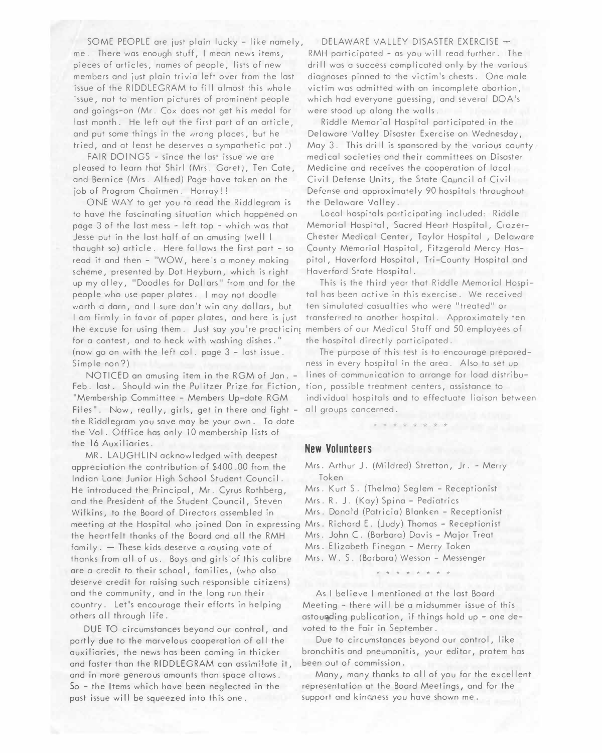SOME PEOPLE are just plain lucky - like namely, me. There was enough stuff, I mean news items, pieces of articles, names of people, lists of new members and just plain trivia left over from the last issue of the RIDDLEGRAM to fill almost this whole issue, not to mention pictures of prominent people and goings-on (Mr. Cox does not get his medal for last month. He left out the first part of an article, and put some things in the wrong places, but he tried, and at least he deserves a sympathetic pat.)

FAIR DOINGS - since the last issue we are pleased to learn that Shirl (Mrs. Garet), Ten Cate, and Bernice (Mrs. Alfred) Page have taken on the job of Program Chairmen. Horray!!

ONE WAY to get you to read the Riddlegram is to have the fascinating situation which happened on page 3 of the last mess - left top - which was that Jesse put in the last half of an amusing (well I thought so) article. Here follows the first part - so read it and then - "WOW, here's a money making scheme, presented by Dot Heyburn, which is right up my alley, "Doodles for Dollars" from and for the people who use paper plates. I may not doodle worth a darn, and I sure don't win any dollars, but I am firmly in favor of paper plates, and here is just the excuse for using them. Just say you're practicing for a contest, and to heck with washing dishes." (now go on with the left col. page 3 - last issue. Simple non?)

NOTICED an amusing item in the RGM of Jan. - Feb. last. Should win the Pulitzer Prize for Fiction, "Membership Committee - Members Up-date RGM Files". Now, really, girls, get in there and fight - the Riddlegram you save may be your own. To date the Vol. Offfice has only 10 membership lists of the 16 Auxiliaries.

MR. LAUGHLIN acknowledged with deepest appreciation the contribution of $400.00 from the Indian Lane Junior High School Student Council. He introduced the Principal, Mr. Cyrus Rothberg, and the President of the Student Council, Steven Wilkins, to the Board of Directors assembled in meeting at the Hospital who joined Don in expressing the heartfelt thanks of the Board and all the RMH family. — These kids deserve a rousing vote of thanks from all of us. Boys and girls of this calibre are a credit to their school, families, (who also deserve credit for raising such responsible citizens) and the community, and in the long run their country. Let's encourage their efforts in helping others all through life.

DUE TO circumstances beyond our control, and partly due to the marvelous cooperation of all the auxiliaries, the news has been coming in thicker and faster than the RIDDLEGRAM can assimilate it, and in more generous amounts than space allows. So - the Items which have been neglected in the past issue will be squeezed into this one.

DELAWARE VALLEY DISASTER EXERCISE — RMH participated - as you will read further. The drill was a success complicated only by the various diagnoses pinned to the victim's chests. One male victim was admitted with an incomplete abortion, which had everyone guessing, and several DOA's were stood up along the walls.

Riddle Memorial Hospital participated in the Delaware Valley Disaster Exercise on Wednesday, May 3. This drill is sponsored by the various county medical societies and their committees on Disaster Medicine and receives the cooperation of local Civil Defense Units, the State Council of Civil Defense and approximately 90 hospitals throughout the Delaware Valley.

Local hospitals participating included: Riddle Memorial Hospital, Sacred Heart Hospital, Crozer-Chester Medical Center, Taylor Hospital, Delaware County Memorial Hospital, Fitzgerald Mercy Hospital, Haverford Hospital, Tri-County Hospital and Haverford State Hospital.

This is the third year that Riddle Memorial Hospital has been active in this exercise. We received ten simulated casualties who were "treated" or transferred to another hospital. Approximately ten members of our Medical Staff and 50 employees of the hospital directly participated.

The purpose of this test is to encourage preparedness in every hospital in the area. Also to set up lines of communication to arrange for load distribution, possible treatment centers, assistance to individual hospitals and to effectuate liaison between all groups concerned.

\* \* \* \* \* \* \* \*

## New Volunteers

Mrs. Arthur J. (Mildred) Stretton, Jr. - Merry Token
Mrs. Kurt S. (Thelma) Seglem - Receptionist
Mrs. R. J. (Kay) Spina - Pediatrics
Mrs. Donald (Patricia) Blanken - Receptionist
Mrs. Richard E. (Judy) Thomas - Receptionist
Mrs. John C. (Barbara) Davis - Major Treat
Mrs. Elizabeth Finegan - Merry Token
Mrs. W. S. (Barbara) Wesson - Messenger

\* \* \* \* \* \* \* \*

As I believe I mentioned at the last Board Meeting - there will be a midsummer issue of this astounding publication, if things hold up - one devoted to the Fair in September.

Due to circumstances beyond our control, like bronchitis and pneumonitis, your editor, protem has been out of commission.

Many, many thanks to all of you for the excellent representation at the Board Meetings, and for the support and kindness you have shown me.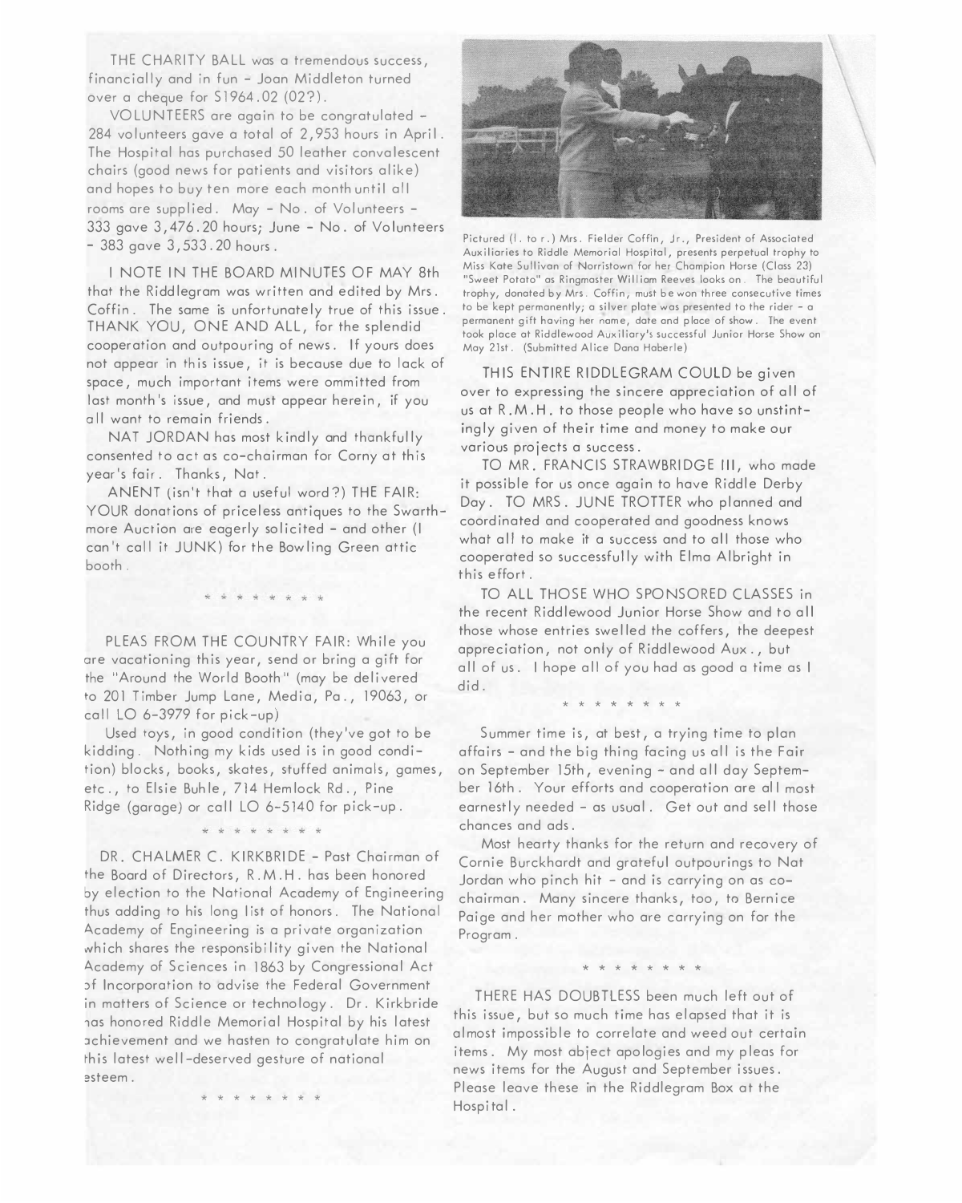THE CHARITY BALL was a tremendous success, financially and in fun - Joan Middleton turned over a cheque for $1964.02 (02?).

VOLUNTEERS are again to be congratulated - 284 volunteers gave a total of 2,953 hours in April. The Hospital has purchased 50 leather convalescent chairs (good news for patients and visitors alike) and hopes to buy ten more each month until all rooms are supplied. May - No. of Volunteers - 333 gave 3,476.20 hours; June - No. of Volunteers - 383 gave 3,533.20 hours.

I NOTE IN THE BOARD MINUTES OF MAY 8th that the Riddlegram was written and edited by Mrs. Coffin. The same is unfortunately true of this issue. THANK YOU, ONE AND ALL, for the splendid cooperation and outpouring of news. If yours does not appear in this issue, it is because due to lack of space, much important items were ommitted from last month's issue, and must appear herein, if you all want to remain friends.

NAT JORDAN has most kindly and thankfully consented to act as co-chairman for Corny at this year's fair. Thanks, Nat.

ANENT (isn't that a useful word?) THE FAIR: YOUR donations of priceless antiques to the Swarthmore Auction are eagerly solicited - and other (I can't call it JUNK) for the Bowling Green attic booth.

\* \* \* \* \* \* \* \*

PLEAS FROM THE COUNTRY FAIR: While you are vacationing this year, send or bring a gift for the "Around the World Booth" (may be delivered to 201 Timber Jump Lane, Media, Pa., 19063, or call LO 6-3979 for pick-up)

Used toys, in good condition (they've got to be kidding. Nothing my kids used is in good condition) blocks, books, skates, stuffed animals, games, etc., to Elsie Buhle, 714 Hemlock Rd., Pine Ridge (garage) or call LO 6-5140 for pick-up.

\* \* \* \* \* \* \* \*

DR. CHALMER C. KIRKBRIDE - Past Chairman of the Board of Directors, R.M.H. has been honored by election to the National Academy of Engineering thus adding to his long list of honors. The National Academy of Engineering is a private organization which shares the responsibility given the National Academy of Sciences in 1863 by Congressional Act of Incorporation to advise the Federal Government in matters of Science or technology. Dr. Kirkbride has honored Riddle Memorial Hospital by his latest achievement and we hasten to congratulate him on this latest well-deserved gesture of national esteem.

\* \* \* \* \* \* \* \*

Pictured (l. to r.) Mrs. Fielder Coffin, Jr., President of Associated Auxiliaries to Riddle Memorial Hospital, presents perpetual trophy to Miss Kate Sullivan of Norristown for her Champion Horse (Class 23) "Sweet Potato" as Ringmaster William Reeves looks on. The beautiful trophy, donated by Mrs. Coffin, must be won three consecutive times to be kept permanently; a silver plate was presented to the rider - a permanent gift having her name, date and place of show. The event took place at Riddlewood Auxiliary's successful Junior Horse Show on May 21st. (Submitted Alice Dana Haberle)

THIS ENTIRE RIDDLEGRAM COULD be given over to expressing the sincere appreciation of all of us at R.M.H. to those people who have so unstintingly given of their time and money to make our various projects a success.

TO MR. FRANCIS STRAWBRIDGE III, who made it possible for us once again to have Riddle Derby Day. TO MRS. JUNE TROTTER who planned and coordinated and cooperated and goodness knows what all to make it a success and to all those who cooperated so successfully with Elma Albright in this effort.

TO ALL THOSE WHO SPONSORED CLASSES in the recent Riddlewood Junior Horse Show and to all those whose entries swelled the coffers, the deepest appreciation, not only of Riddlewood Aux., but all of us. I hope all of you had as good a time as I did.

\* \* \* \* \* \* \* \*

Summer time is, at best, a trying time to plan affairs - and the big thing facing us all is the Fair on September 15th, evening - and all day September 16th. Your efforts and cooperation are all most earnestly needed - as usual. Get out and sell those chances and ads.

Most hearty thanks for the return and recovery of Cornie Burckhardt and grateful outpourings to Nat Jordan who pinch hit - and is carrying on as co-chairman. Many sincere thanks, too, to Bernice Paige and her mother who are carrying on for the Program.

\* \* \* \* \* \* \* \*

THERE HAS DOUBTLESS been much left out of this issue, but so much time has elapsed that it is almost impossible to correlate and weed out certain items. My most abject apologies and my pleas for news items for the August and September issues. Please leave these in the Riddlegram Box at the Hospital.